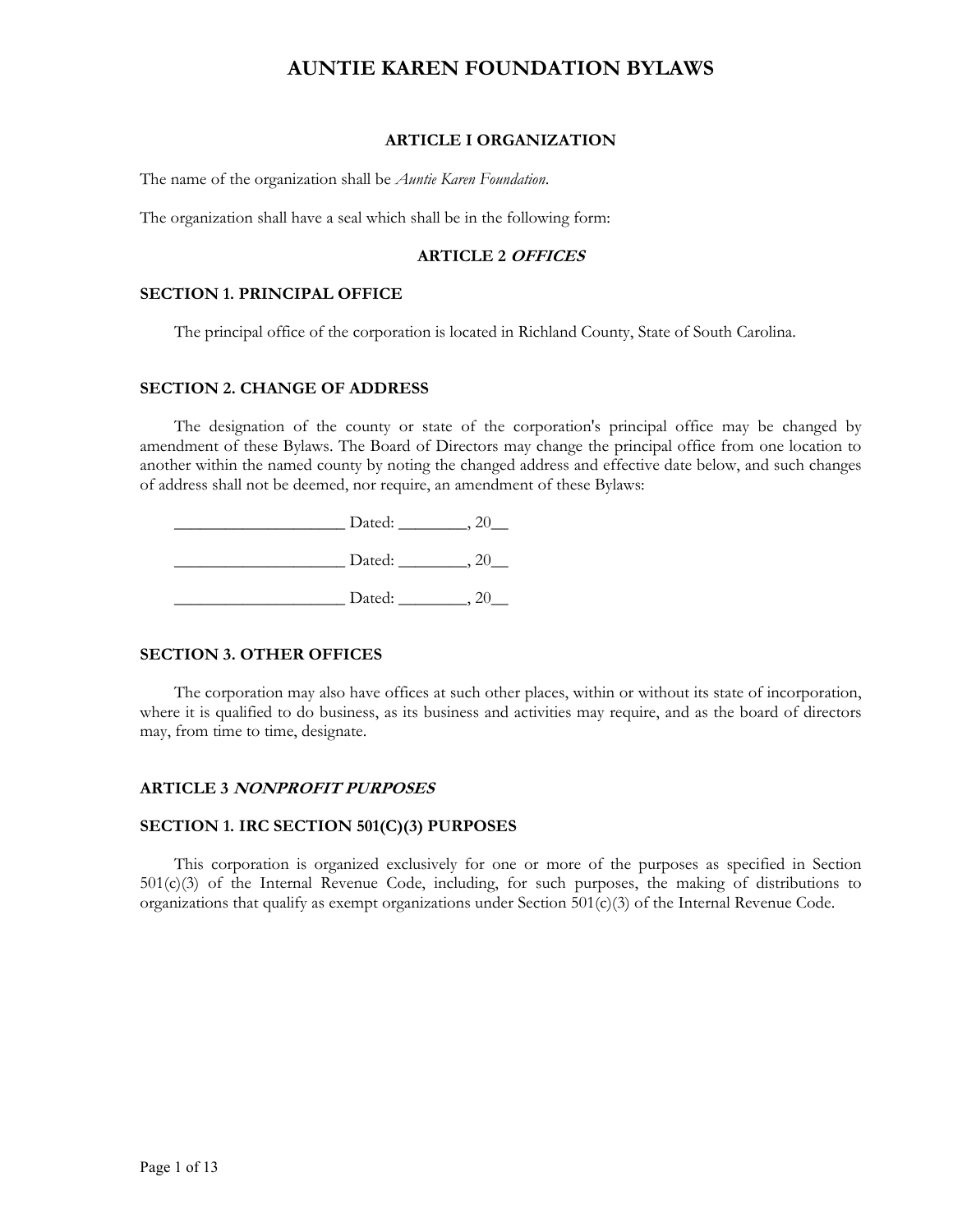# AUNTIE KAREN FOUNDATION BYLAWS

## ARTICLE I ORGANIZATION

The name of the organization shall be *Auntie Karen Foundation*.

The organization shall have a seal which shall be in the following form:

## ARTICLE 2 *OFFICES*

### SECTION 1. PRINCIPAL OFFICE

The principal office of the corporation is located in Richland County, State of South Carolina.

### SECTION 2. CHANGE OF ADDRESS

The designation of the county or state of the corporation's principal office may be changed by amendment of these Bylaws. The Board of Directors may change the principal office from one location to another within the named county by noting the changed address and effective date below, and such changes of address shall not be deemed, nor require, an amendment of these Bylaws:

____________________ Dated: ________, 20__

____________________ Dated: ________, 20__

____________________ Dated: ________, 20__

### SECTION 3. OTHER OFFICES

The corporation may also have offices at such other places, within or without its state of incorporation, where it is qualified to do business, as its business and activities may require, and as the board of directors may, from time to time, designate.

## ARTICLE 3 *NONPROFIT PURPOSES*

### SECTION 1. IRC SECTION 501(C)(3) PURPOSES

This corporation is organized exclusively for one or more of the purposes as specified in Section 501(c)(3) of the Internal Revenue Code, including, for such purposes, the making of distributions to organizations that qualify as exempt organizations under Section 501(c)(3) of the Internal Revenue Code.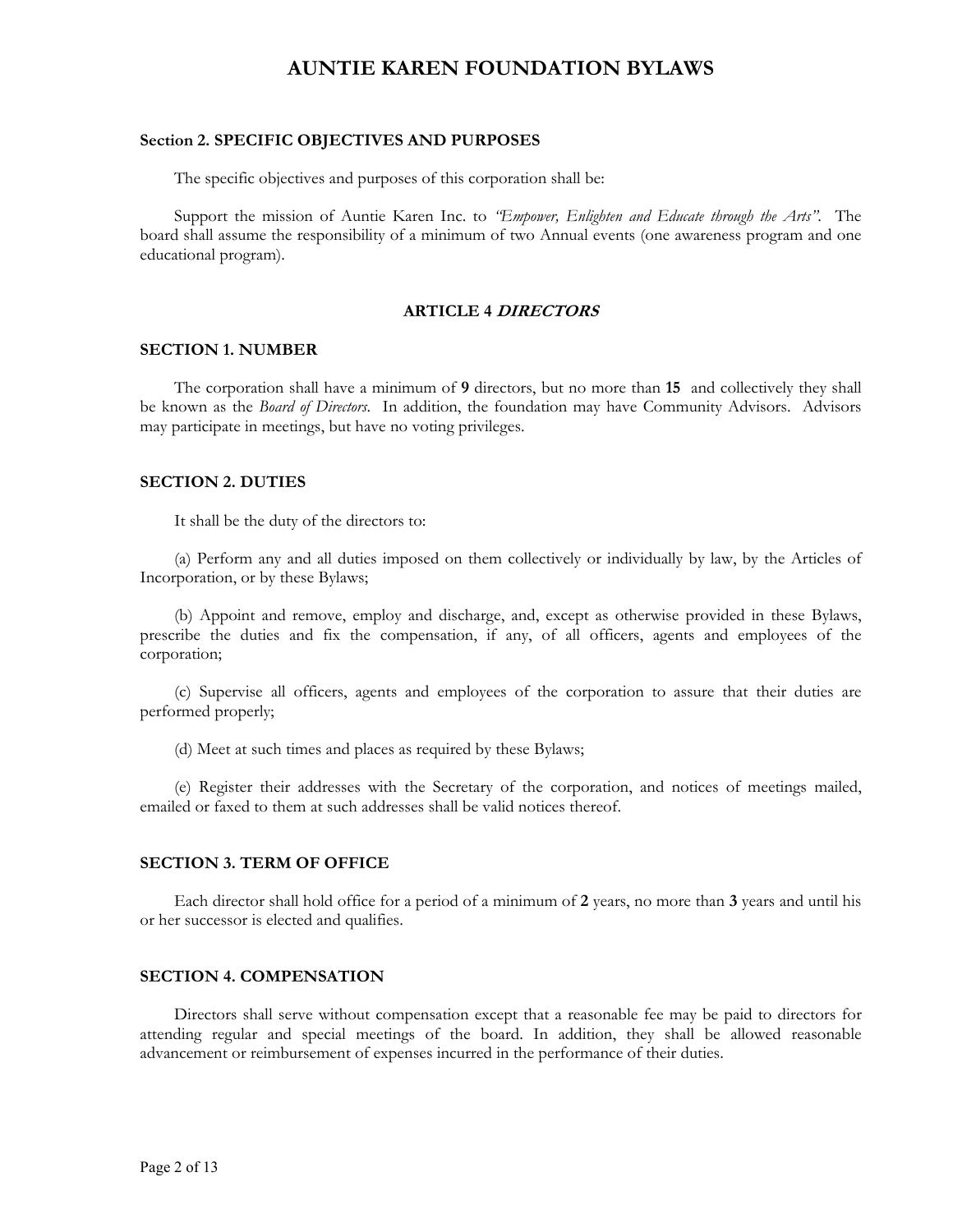# AUNTIE KAREN FOUNDATION BYLAWS

### Section 2. SPECIFIC OBJECTIVES AND PURPOSES

The specific objectives and purposes of this corporation shall be:

Support the mission of Auntie Karen Inc. to *"Empower, Enlighten and Educate through the Arts"*. The board shall assume the responsibility of a minimum of two Annual events (one awareness program and one educational program).

## ARTICLE 4 *DIRECTORS*

### SECTION 1. NUMBER

The corporation shall have a minimum of **9** directors, but no more than **15** and collectively they shall be known as the *Board of Directors*. In addition, the foundation may have Community Advisors. Advisors may participate in meetings, but have no voting privileges.

### SECTION 2. DUTIES

It shall be the duty of the directors to:

(a) Perform any and all duties imposed on them collectively or individually by law, by the Articles of Incorporation, or by these Bylaws;

(b) Appoint and remove, employ and discharge, and, except as otherwise provided in these Bylaws, prescribe the duties and fix the compensation, if any, of all officers, agents and employees of the corporation;

(c) Supervise all officers, agents and employees of the corporation to assure that their duties are performed properly;

(d) Meet at such times and places as required by these Bylaws;

(e) Register their addresses with the Secretary of the corporation, and notices of meetings mailed, emailed or faxed to them at such addresses shall be valid notices thereof.

### SECTION 3. TERM OF OFFICE

Each director shall hold office for a period of a minimum of **2** years, no more than **3** years and until his or her successor is elected and qualifies.

### SECTION 4. COMPENSATION

Directors shall serve without compensation except that a reasonable fee may be paid to directors for attending regular and special meetings of the board. In addition, they shall be allowed reasonable advancement or reimbursement of expenses incurred in the performance of their duties.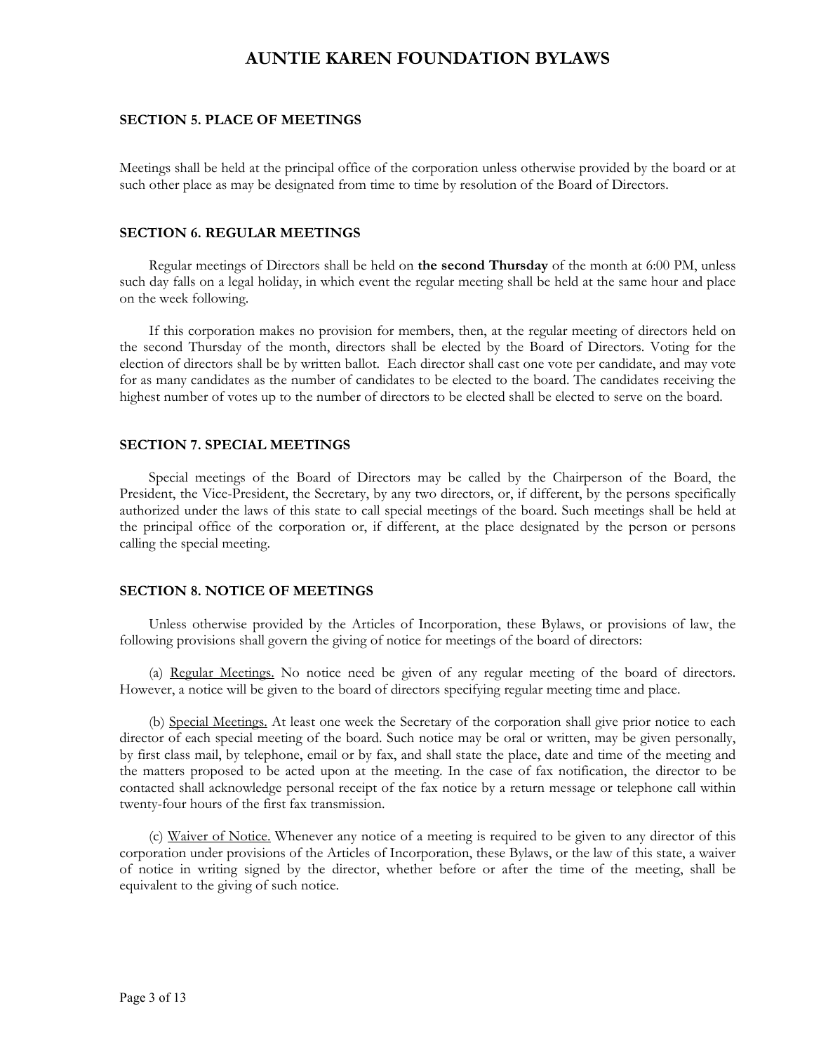### SECTION 5. PLACE OF MEETINGS

Meetings shall be held at the principal office of the corporation unless otherwise provided by the board or at such other place as may be designated from time to time by resolution of the Board of Directors.

### SECTION 6. REGULAR MEETINGS

Regular meetings of Directors shall be held on **the second Thursday** of the month at 6:00 PM, unless such day falls on a legal holiday, in which event the regular meeting shall be held at the same hour and place on the week following.

If this corporation makes no provision for members, then, at the regular meeting of directors held on the second Thursday of the month, directors shall be elected by the Board of Directors. Voting for the election of directors shall be by written ballot. Each director shall cast one vote per candidate, and may vote for as many candidates as the number of candidates to be elected to the board. The candidates receiving the highest number of votes up to the number of directors to be elected shall be elected to serve on the board.

### SECTION 7. SPECIAL MEETINGS

Special meetings of the Board of Directors may be called by the Chairperson of the Board, the President, the Vice-President, the Secretary, by any two directors, or, if different, by the persons specifically authorized under the laws of this state to call special meetings of the board. Such meetings shall be held at the principal office of the corporation or, if different, at the place designated by the person or persons calling the special meeting.

### SECTION 8. NOTICE OF MEETINGS

Unless otherwise provided by the Articles of Incorporation, these Bylaws, or provisions of law, the following provisions shall govern the giving of notice for meetings of the board of directors:

(a) Regular Meetings. No notice need be given of any regular meeting of the board of directors. However, a notice will be given to the board of directors specifying regular meeting time and place.

(b) Special Meetings. At least one week the Secretary of the corporation shall give prior notice to each director of each special meeting of the board. Such notice may be oral or written, may be given personally, by first class mail, by telephone, email or by fax, and shall state the place, date and time of the meeting and the matters proposed to be acted upon at the meeting. In the case of fax notification, the director to be contacted shall acknowledge personal receipt of the fax notice by a return message or telephone call within twenty-four hours of the first fax transmission.

(c) Waiver of Notice. Whenever any notice of a meeting is required to be given to any director of this corporation under provisions of the Articles of Incorporation, these Bylaws, or the law of this state, a waiver of notice in writing signed by the director, whether before or after the time of the meeting, shall be equivalent to the giving of such notice.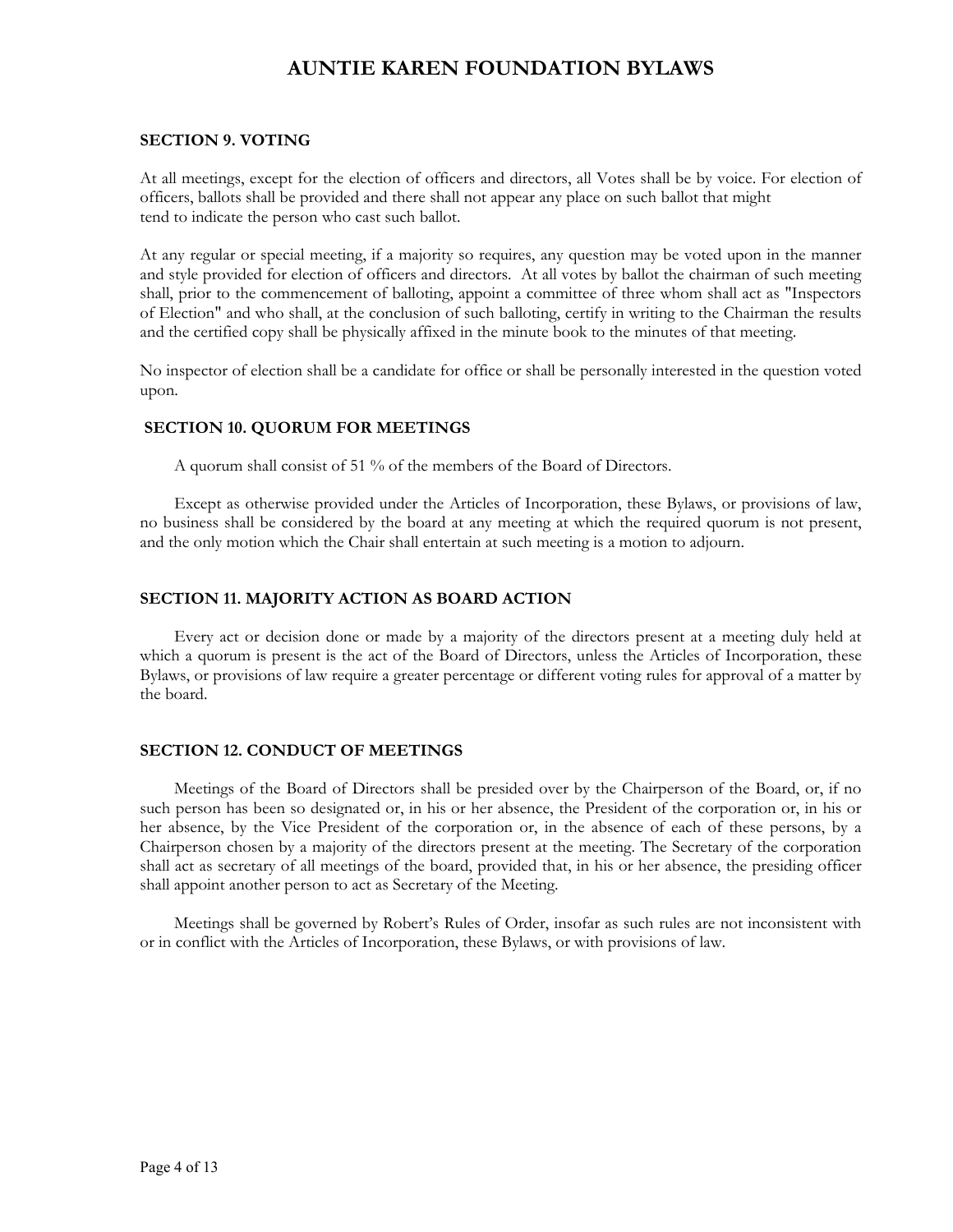# AUNTIE KAREN FOUNDATION BYLAWS

**SECTION 9. VOTING**

At all meetings, except for the election of officers and directors, all Votes shall be by voice. For election of officers, ballots shall be provided and there shall not appear any place on such ballot that might tend to indicate the person who cast such ballot.

At any regular or special meeting, if a majority so requires, any question may be voted upon in the manner and style provided for election of officers and directors. At all votes by ballot the chairman of such meeting shall, prior to the commencement of balloting, appoint a committee of three whom shall act as "Inspectors of Election" and who shall, at the conclusion of such balloting, certify in writing to the Chairman the results and the certified copy shall be physically affixed in the minute book to the minutes of that meeting.

No inspector of election shall be a candidate for office or shall be personally interested in the question voted upon.

**SECTION 10. QUORUM FOR MEETINGS**

A quorum shall consist of 51 % of the members of the Board of Directors.

Except as otherwise provided under the Articles of Incorporation, these Bylaws, or provisions of law, no business shall be considered by the board at any meeting at which the required quorum is not present, and the only motion which the Chair shall entertain at such meeting is a motion to adjourn.

**SECTION 11. MAJORITY ACTION AS BOARD ACTION**

Every act or decision done or made by a majority of the directors present at a meeting duly held at which a quorum is present is the act of the Board of Directors, unless the Articles of Incorporation, these Bylaws, or provisions of law require a greater percentage or different voting rules for approval of a matter by the board.

**SECTION 12. CONDUCT OF MEETINGS**

Meetings of the Board of Directors shall be presided over by the Chairperson of the Board, or, if no such person has been so designated or, in his or her absence, the President of the corporation or, in his or her absence, by the Vice President of the corporation or, in the absence of each of these persons, by a Chairperson chosen by a majority of the directors present at the meeting. The Secretary of the corporation shall act as secretary of all meetings of the board, provided that, in his or her absence, the presiding officer shall appoint another person to act as Secretary of the Meeting.

Meetings shall be governed by Robert's Rules of Order, insofar as such rules are not inconsistent with or in conflict with the Articles of Incorporation, these Bylaws, or with provisions of law.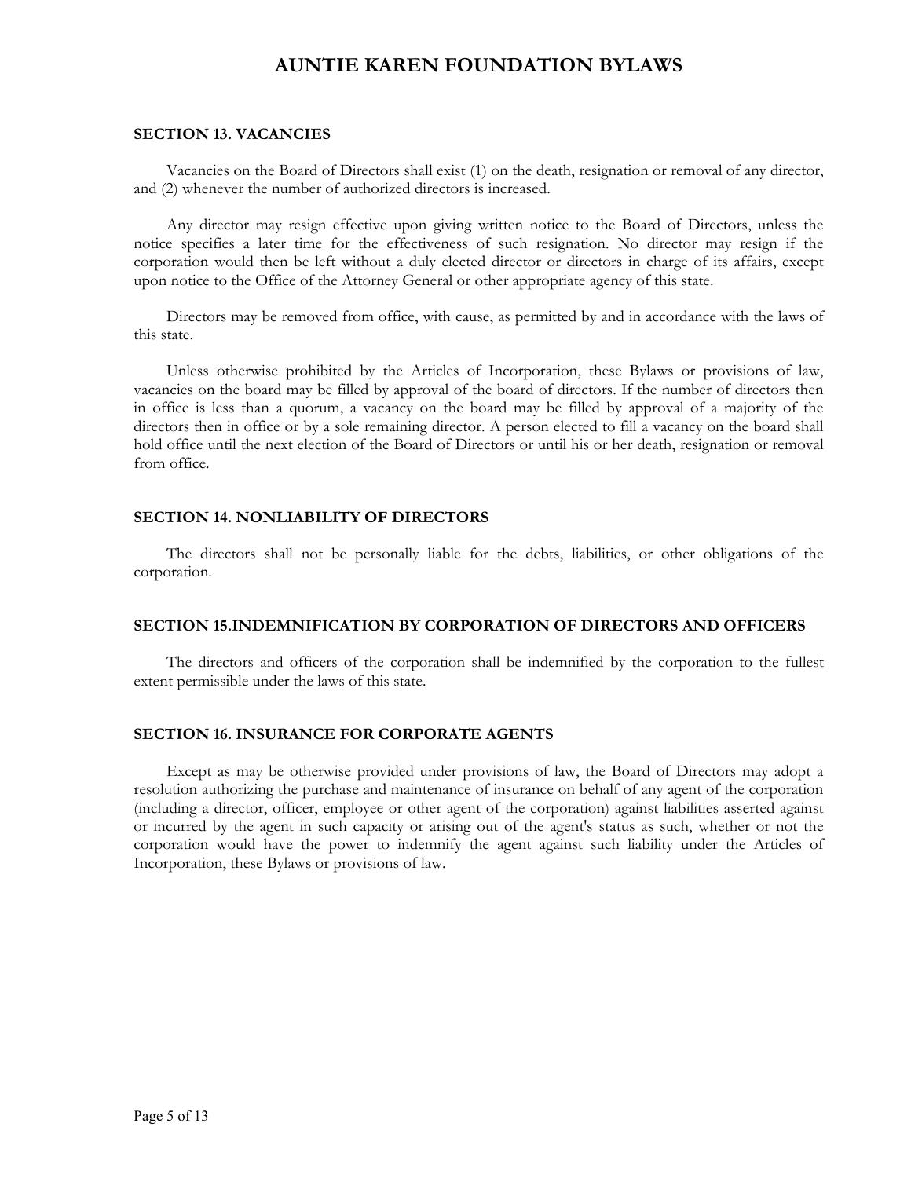### SECTION 13. VACANCIES

Vacancies on the Board of Directors shall exist (1) on the death, resignation or removal of any director, and (2) whenever the number of authorized directors is increased.

Any director may resign effective upon giving written notice to the Board of Directors, unless the notice specifies a later time for the effectiveness of such resignation. No director may resign if the corporation would then be left without a duly elected director or directors in charge of its affairs, except upon notice to the Office of the Attorney General or other appropriate agency of this state.

Directors may be removed from office, with cause, as permitted by and in accordance with the laws of this state.

Unless otherwise prohibited by the Articles of Incorporation, these Bylaws or provisions of law, vacancies on the board may be filled by approval of the board of directors. If the number of directors then in office is less than a quorum, a vacancy on the board may be filled by approval of a majority of the directors then in office or by a sole remaining director. A person elected to fill a vacancy on the board shall hold office until the next election of the Board of Directors or until his or her death, resignation or removal from office.

### SECTION 14. NONLIABILITY OF DIRECTORS

The directors shall not be personally liable for the debts, liabilities, or other obligations of the corporation.

### SECTION 15.INDEMNIFICATION BY CORPORATION OF DIRECTORS AND OFFICERS

The directors and officers of the corporation shall be indemnified by the corporation to the fullest extent permissible under the laws of this state.

### SECTION 16. INSURANCE FOR CORPORATE AGENTS

Except as may be otherwise provided under provisions of law, the Board of Directors may adopt a resolution authorizing the purchase and maintenance of insurance on behalf of any agent of the corporation (including a director, officer, employee or other agent of the corporation) against liabilities asserted against or incurred by the agent in such capacity or arising out of the agent's status as such, whether or not the corporation would have the power to indemnify the agent against such liability under the Articles of Incorporation, these Bylaws or provisions of law.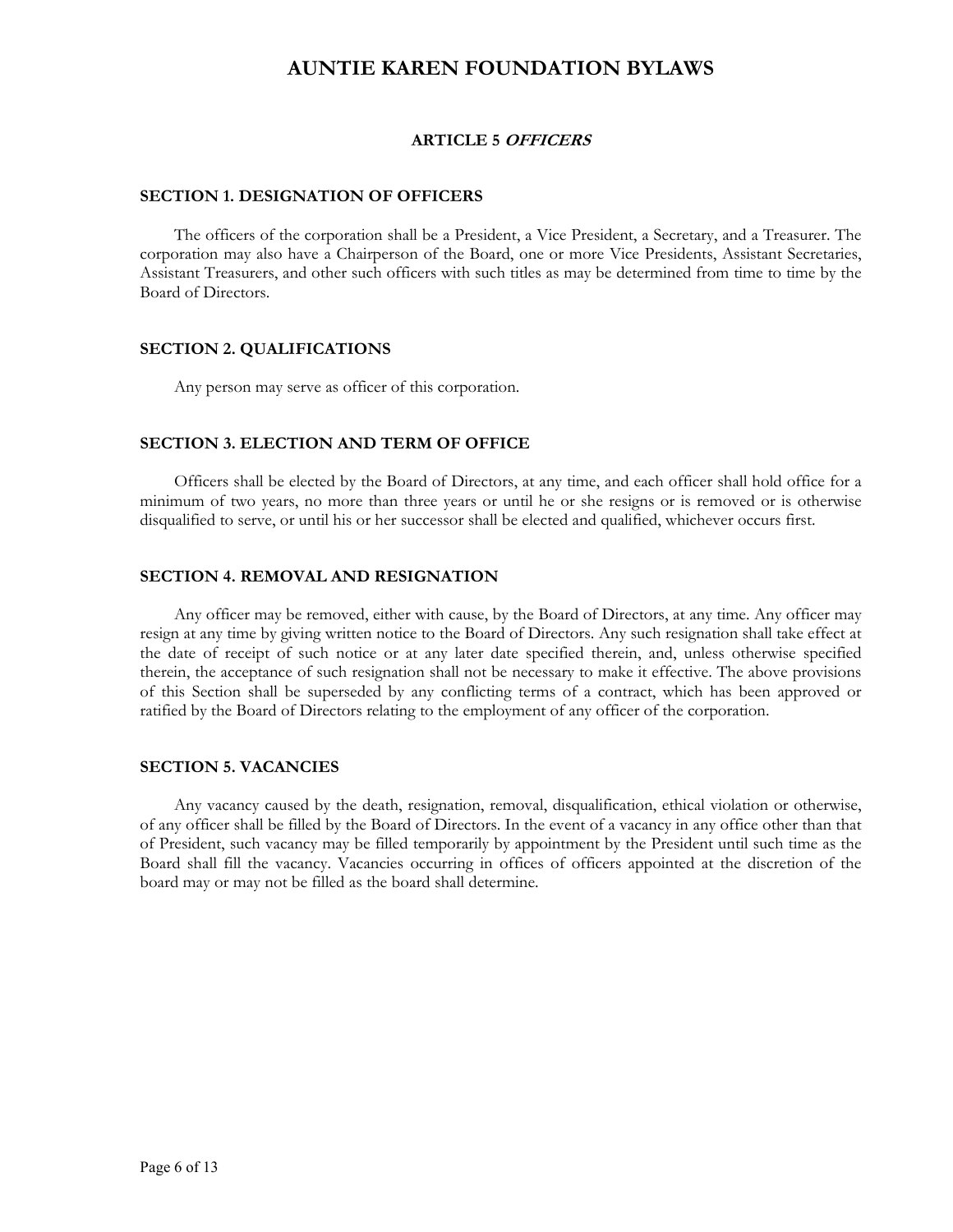# AUNTIE KAREN FOUNDATION BYLAWS

## ARTICLE 5 *OFFICERS*

### SECTION 1. DESIGNATION OF OFFICERS

The officers of the corporation shall be a President, a Vice President, a Secretary, and a Treasurer. The corporation may also have a Chairperson of the Board, one or more Vice Presidents, Assistant Secretaries, Assistant Treasurers, and other such officers with such titles as may be determined from time to time by the Board of Directors.

### SECTION 2. QUALIFICATIONS

Any person may serve as officer of this corporation.

### SECTION 3. ELECTION AND TERM OF OFFICE

Officers shall be elected by the Board of Directors, at any time, and each officer shall hold office for a minimum of two years, no more than three years or until he or she resigns or is removed or is otherwise disqualified to serve, or until his or her successor shall be elected and qualified, whichever occurs first.

### SECTION 4. REMOVAL AND RESIGNATION

Any officer may be removed, either with cause, by the Board of Directors, at any time. Any officer may resign at any time by giving written notice to the Board of Directors. Any such resignation shall take effect at the date of receipt of such notice or at any later date specified therein, and, unless otherwise specified therein, the acceptance of such resignation shall not be necessary to make it effective. The above provisions of this Section shall be superseded by any conflicting terms of a contract, which has been approved or ratified by the Board of Directors relating to the employment of any officer of the corporation.

### SECTION 5. VACANCIES

Any vacancy caused by the death, resignation, removal, disqualification, ethical violation or otherwise, of any officer shall be filled by the Board of Directors. In the event of a vacancy in any office other than that of President, such vacancy may be filled temporarily by appointment by the President until such time as the Board shall fill the vacancy. Vacancies occurring in offices of officers appointed at the discretion of the board may or may not be filled as the board shall determine.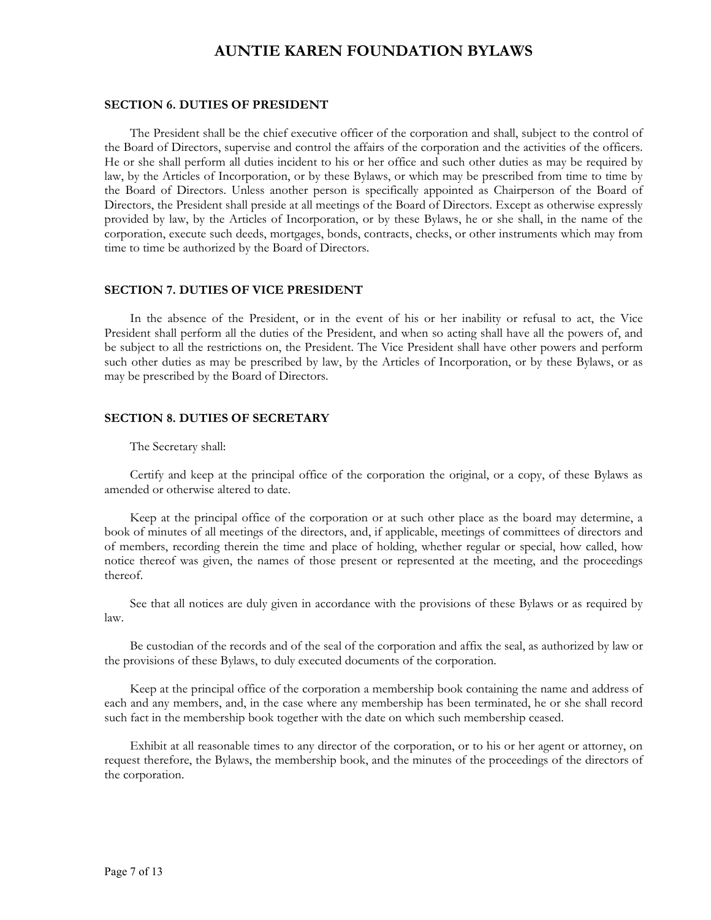### SECTION 6. DUTIES OF PRESIDENT

The President shall be the chief executive officer of the corporation and shall, subject to the control of the Board of Directors, supervise and control the affairs of the corporation and the activities of the officers. He or she shall perform all duties incident to his or her office and such other duties as may be required by law, by the Articles of Incorporation, or by these Bylaws, or which may be prescribed from time to time by the Board of Directors. Unless another person is specifically appointed as Chairperson of the Board of Directors, the President shall preside at all meetings of the Board of Directors. Except as otherwise expressly provided by law, by the Articles of Incorporation, or by these Bylaws, he or she shall, in the name of the corporation, execute such deeds, mortgages, bonds, contracts, checks, or other instruments which may from time to time be authorized by the Board of Directors.

### SECTION 7. DUTIES OF VICE PRESIDENT

In the absence of the President, or in the event of his or her inability or refusal to act, the Vice President shall perform all the duties of the President, and when so acting shall have all the powers of, and be subject to all the restrictions on, the President. The Vice President shall have other powers and perform such other duties as may be prescribed by law, by the Articles of Incorporation, or by these Bylaws, or as may be prescribed by the Board of Directors.

### SECTION 8. DUTIES OF SECRETARY

The Secretary shall:

Certify and keep at the principal office of the corporation the original, or a copy, of these Bylaws as amended or otherwise altered to date.

Keep at the principal office of the corporation or at such other place as the board may determine, a book of minutes of all meetings of the directors, and, if applicable, meetings of committees of directors and of members, recording therein the time and place of holding, whether regular or special, how called, how notice thereof was given, the names of those present or represented at the meeting, and the proceedings thereof.

See that all notices are duly given in accordance with the provisions of these Bylaws or as required by law.

Be custodian of the records and of the seal of the corporation and affix the seal, as authorized by law or the provisions of these Bylaws, to duly executed documents of the corporation.

Keep at the principal office of the corporation a membership book containing the name and address of each and any members, and, in the case where any membership has been terminated, he or she shall record such fact in the membership book together with the date on which such membership ceased.

Exhibit at all reasonable times to any director of the corporation, or to his or her agent or attorney, on request therefore, the Bylaws, the membership book, and the minutes of the proceedings of the directors of the corporation.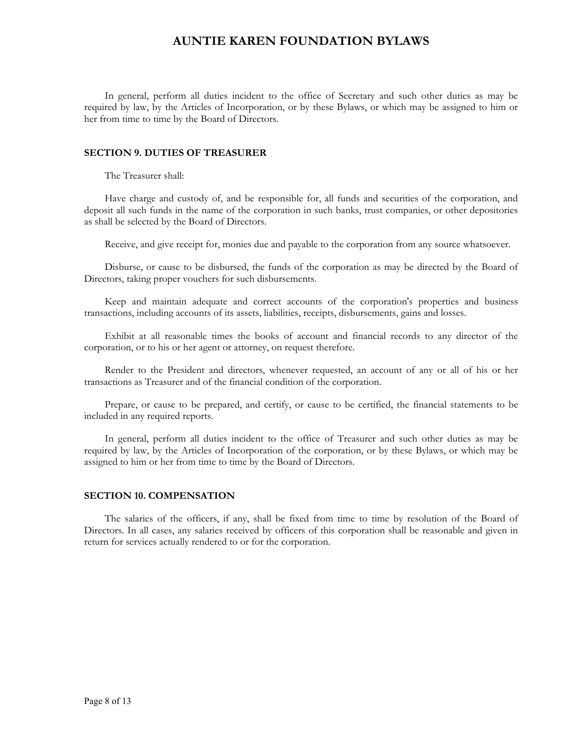In general, perform all duties incident to the office of Secretary and such other duties as may be required by law, by the Articles of Incorporation, or by these Bylaws, or which may be assigned to him or her from time to time by the Board of Directors.

### SECTION 9. DUTIES OF TREASURER

The Treasurer shall:

Have charge and custody of, and be responsible for, all funds and securities of the corporation, and deposit all such funds in the name of the corporation in such banks, trust companies, or other depositories as shall be selected by the Board of Directors.

Receive, and give receipt for, monies due and payable to the corporation from any source whatsoever.

Disburse, or cause to be disbursed, the funds of the corporation as may be directed by the Board of Directors, taking proper vouchers for such disbursements.

Keep and maintain adequate and correct accounts of the corporation's properties and business transactions, including accounts of its assets, liabilities, receipts, disbursements, gains and losses.

Exhibit at all reasonable times the books of account and financial records to any director of the corporation, or to his or her agent or attorney, on request therefore.

Render to the President and directors, whenever requested, an account of any or all of his or her transactions as Treasurer and of the financial condition of the corporation.

Prepare, or cause to be prepared, and certify, or cause to be certified, the financial statements to be included in any required reports.

In general, perform all duties incident to the office of Treasurer and such other duties as may be required by law, by the Articles of Incorporation of the corporation, or by these Bylaws, or which may be assigned to him or her from time to time by the Board of Directors.

### SECTION 10. COMPENSATION

The salaries of the officers, if any, shall be fixed from time to time by resolution of the Board of Directors. In all cases, any salaries received by officers of this corporation shall be reasonable and given in return for services actually rendered to or for the corporation.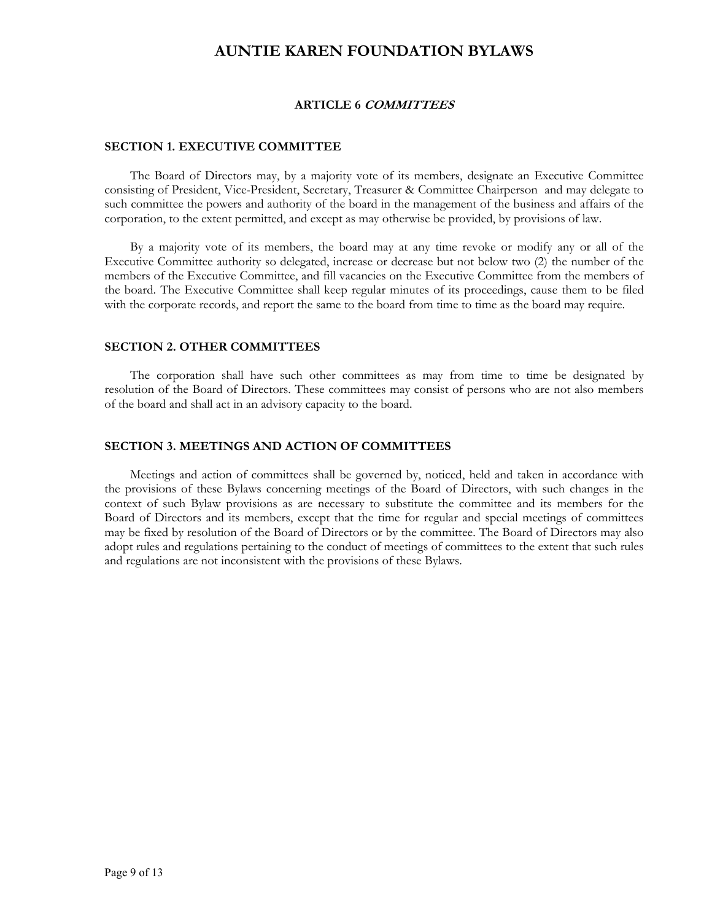### ARTICLE 6 *COMMITTEES*

#### SECTION 1. EXECUTIVE COMMITTEE

The Board of Directors may, by a majority vote of its members, designate an Executive Committee consisting of President, Vice-President, Secretary, Treasurer & Committee Chairperson and may delegate to such committee the powers and authority of the board in the management of the business and affairs of the corporation, to the extent permitted, and except as may otherwise be provided, by provisions of law.

By a majority vote of its members, the board may at any time revoke or modify any or all of the Executive Committee authority so delegated, increase or decrease but not below two (2) the number of the members of the Executive Committee, and fill vacancies on the Executive Committee from the members of the board. The Executive Committee shall keep regular minutes of its proceedings, cause them to be filed with the corporate records, and report the same to the board from time to time as the board may require.

#### SECTION 2. OTHER COMMITTEES

The corporation shall have such other committees as may from time to time be designated by resolution of the Board of Directors. These committees may consist of persons who are not also members of the board and shall act in an advisory capacity to the board.

#### SECTION 3. MEETINGS AND ACTION OF COMMITTEES

Meetings and action of committees shall be governed by, noticed, held and taken in accordance with the provisions of these Bylaws concerning meetings of the Board of Directors, with such changes in the context of such Bylaw provisions as are necessary to substitute the committee and its members for the Board of Directors and its members, except that the time for regular and special meetings of committees may be fixed by resolution of the Board of Directors or by the committee. The Board of Directors may also adopt rules and regulations pertaining to the conduct of meetings of committees to the extent that such rules and regulations are not inconsistent with the provisions of these Bylaws.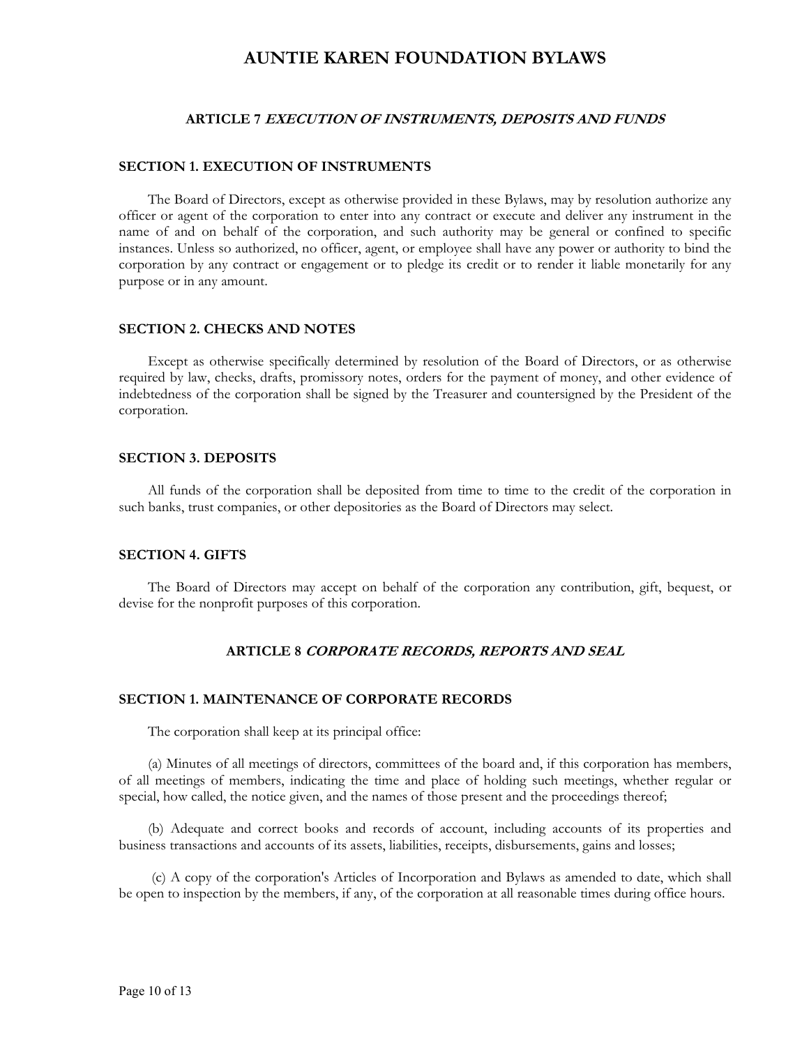# AUNTIE KAREN FOUNDATION BYLAWS

## ARTICLE 7 *EXECUTION OF INSTRUMENTS, DEPOSITS AND FUNDS*

### SECTION 1. EXECUTION OF INSTRUMENTS

The Board of Directors, except as otherwise provided in these Bylaws, may by resolution authorize any officer or agent of the corporation to enter into any contract or execute and deliver any instrument in the name of and on behalf of the corporation, and such authority may be general or confined to specific instances. Unless so authorized, no officer, agent, or employee shall have any power or authority to bind the corporation by any contract or engagement or to pledge its credit or to render it liable monetarily for any purpose or in any amount.

### SECTION 2. CHECKS AND NOTES

Except as otherwise specifically determined by resolution of the Board of Directors, or as otherwise required by law, checks, drafts, promissory notes, orders for the payment of money, and other evidence of indebtedness of the corporation shall be signed by the Treasurer and countersigned by the President of the corporation.

### SECTION 3. DEPOSITS

All funds of the corporation shall be deposited from time to time to the credit of the corporation in such banks, trust companies, or other depositories as the Board of Directors may select.

### SECTION 4. GIFTS

The Board of Directors may accept on behalf of the corporation any contribution, gift, bequest, or devise for the nonprofit purposes of this corporation.

## ARTICLE 8 *CORPORATE RECORDS, REPORTS AND SEAL*

### SECTION 1. MAINTENANCE OF CORPORATE RECORDS

The corporation shall keep at its principal office:

(a) Minutes of all meetings of directors, committees of the board and, if this corporation has members, of all meetings of members, indicating the time and place of holding such meetings, whether regular or special, how called, the notice given, and the names of those present and the proceedings thereof;

(b) Adequate and correct books and records of account, including accounts of its properties and business transactions and accounts of its assets, liabilities, receipts, disbursements, gains and losses;

(c) A copy of the corporation's Articles of Incorporation and Bylaws as amended to date, which shall be open to inspection by the members, if any, of the corporation at all reasonable times during office hours.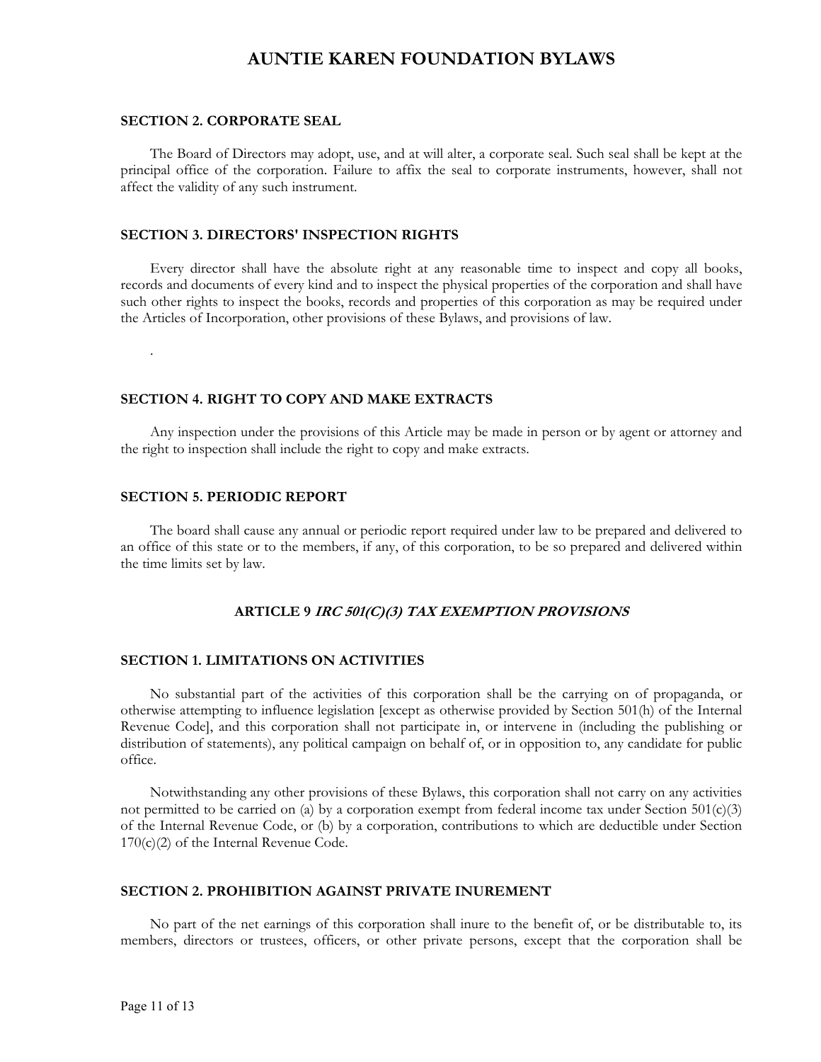### SECTION 2. CORPORATE SEAL

The Board of Directors may adopt, use, and at will alter, a corporate seal. Such seal shall be kept at the principal office of the corporation. Failure to affix the seal to corporate instruments, however, shall not affect the validity of any such instrument.

### SECTION 3. DIRECTORS' INSPECTION RIGHTS

Every director shall have the absolute right at any reasonable time to inspect and copy all books, records and documents of every kind and to inspect the physical properties of the corporation and shall have such other rights to inspect the books, records and properties of this corporation as may be required under the Articles of Incorporation, other provisions of these Bylaws, and provisions of law.

.

### SECTION 4. RIGHT TO COPY AND MAKE EXTRACTS

Any inspection under the provisions of this Article may be made in person or by agent or attorney and the right to inspection shall include the right to copy and make extracts.

### SECTION 5. PERIODIC REPORT

The board shall cause any annual or periodic report required under law to be prepared and delivered to an office of this state or to the members, if any, of this corporation, to be so prepared and delivered within the time limits set by law.

## ARTICLE 9 *IRC 501(C)(3) TAX EXEMPTION PROVISIONS*

### SECTION 1. LIMITATIONS ON ACTIVITIES

No substantial part of the activities of this corporation shall be the carrying on of propaganda, or otherwise attempting to influence legislation [except as otherwise provided by Section 501(h) of the Internal Revenue Code], and this corporation shall not participate in, or intervene in (including the publishing or distribution of statements), any political campaign on behalf of, or in opposition to, any candidate for public office.

Notwithstanding any other provisions of these Bylaws, this corporation shall not carry on any activities not permitted to be carried on (a) by a corporation exempt from federal income tax under Section 501(c)(3) of the Internal Revenue Code, or (b) by a corporation, contributions to which are deductible under Section 170(c)(2) of the Internal Revenue Code.

### SECTION 2. PROHIBITION AGAINST PRIVATE INUREMENT

No part of the net earnings of this corporation shall inure to the benefit of, or be distributable to, its members, directors or trustees, officers, or other private persons, except that the corporation shall be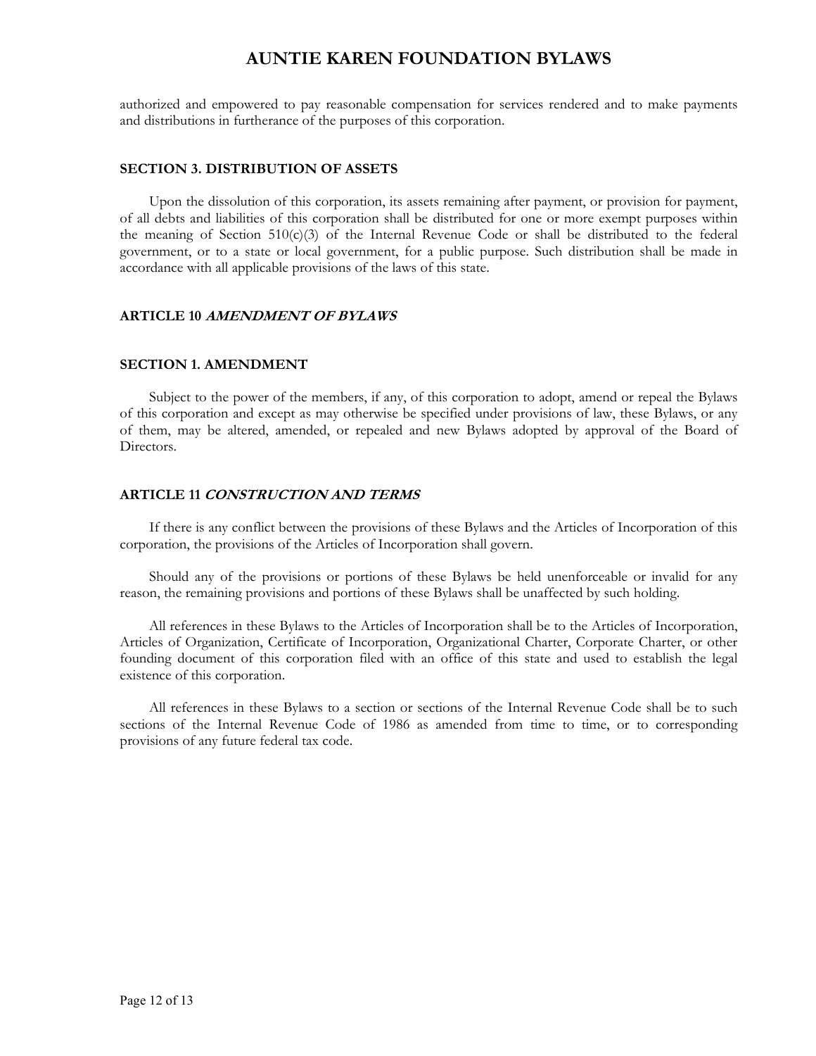authorized and empowered to pay reasonable compensation for services rendered and to make payments and distributions in furtherance of the purposes of this corporation.

### SECTION 3. DISTRIBUTION OF ASSETS

Upon the dissolution of this corporation, its assets remaining after payment, or provision for payment, of all debts and liabilities of this corporation shall be distributed for one or more exempt purposes within the meaning of Section 510(c)(3) of the Internal Revenue Code or shall be distributed to the federal government, or to a state or local government, for a public purpose. Such distribution shall be made in accordance with all applicable provisions of the laws of this state.

## ARTICLE 10 ***AMENDMENT OF BYLAWS***

### SECTION 1. AMENDMENT

Subject to the power of the members, if any, of this corporation to adopt, amend or repeal the Bylaws of this corporation and except as may otherwise be specified under provisions of law, these Bylaws, or any of them, may be altered, amended, or repealed and new Bylaws adopted by approval of the Board of Directors.

## ARTICLE 11 ***CONSTRUCTION AND TERMS***

If there is any conflict between the provisions of these Bylaws and the Articles of Incorporation of this corporation, the provisions of the Articles of Incorporation shall govern.

Should any of the provisions or portions of these Bylaws be held unenforceable or invalid for any reason, the remaining provisions and portions of these Bylaws shall be unaffected by such holding.

All references in these Bylaws to the Articles of Incorporation shall be to the Articles of Incorporation, Articles of Organization, Certificate of Incorporation, Organizational Charter, Corporate Charter, or other founding document of this corporation filed with an office of this state and used to establish the legal existence of this corporation.

All references in these Bylaws to a section or sections of the Internal Revenue Code shall be to such sections of the Internal Revenue Code of 1986 as amended from time to time, or to corresponding provisions of any future federal tax code.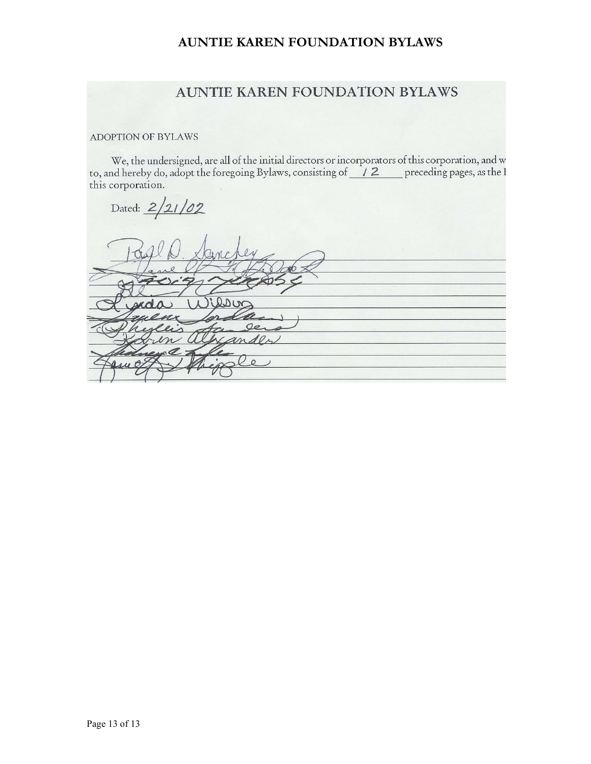# AUNTIE KAREN FOUNDATION BYLAWS

## AUNTIE KAREN FOUNDATION BYLAWS

ADOPTION OF BYLAWS

We, the undersigned, are all of the initial directors or incorporators of this corporation, and w to, and hereby do, adopt the foregoing Bylaws, consisting of 12 preceding pages, as the I this corporation.

Dated: 2/21/02

Ralph D. Sanchez

Jane _____

_____

_____

Linda Wilson

_____ Jordan

Phyllis Sanders

Karen Alexander

Sidney _____

_____ Whipple